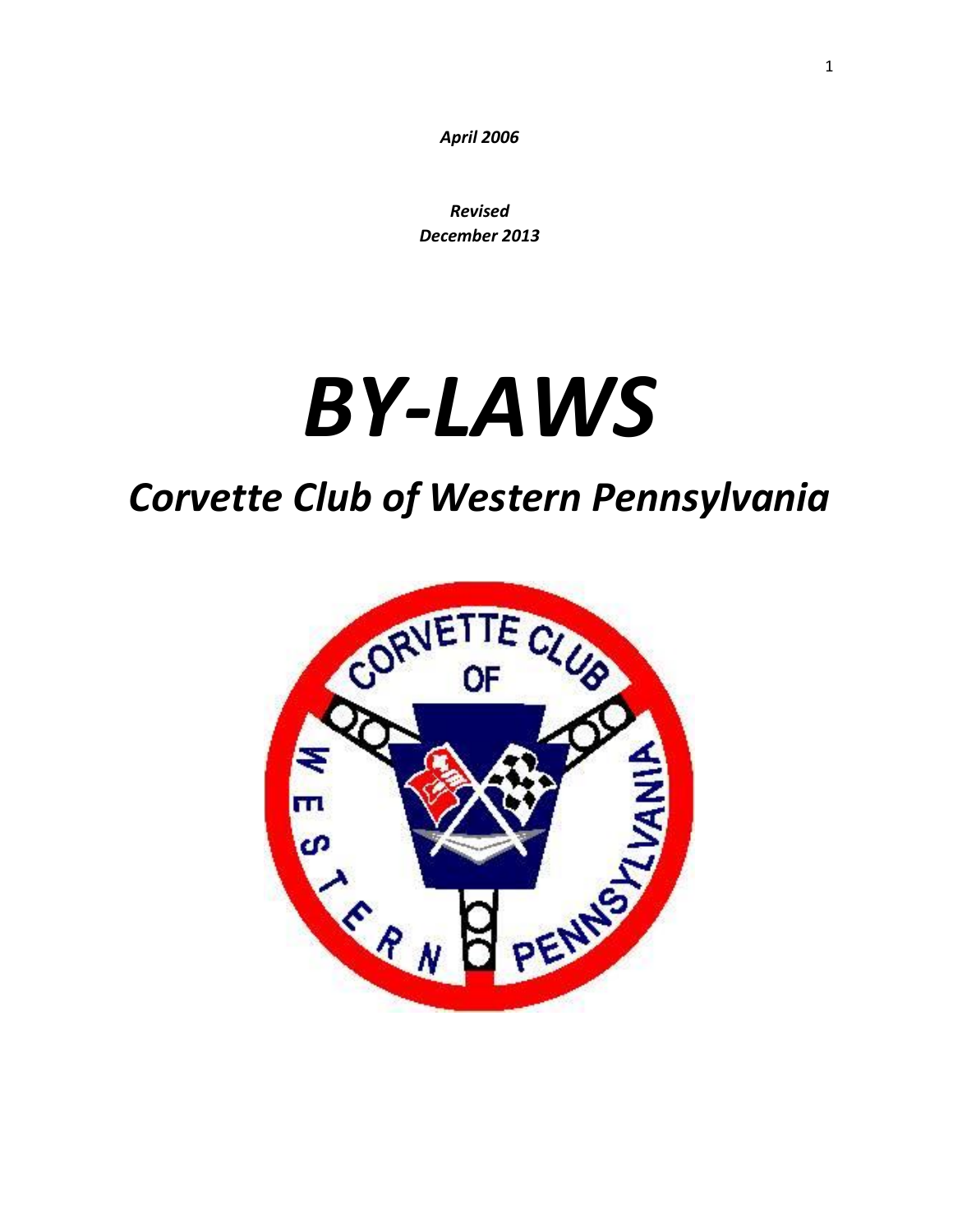*April 2006*

*Revised*
*December 2013*

# *BY-LAWS*

## *Corvette Club of Western Pennsylvania*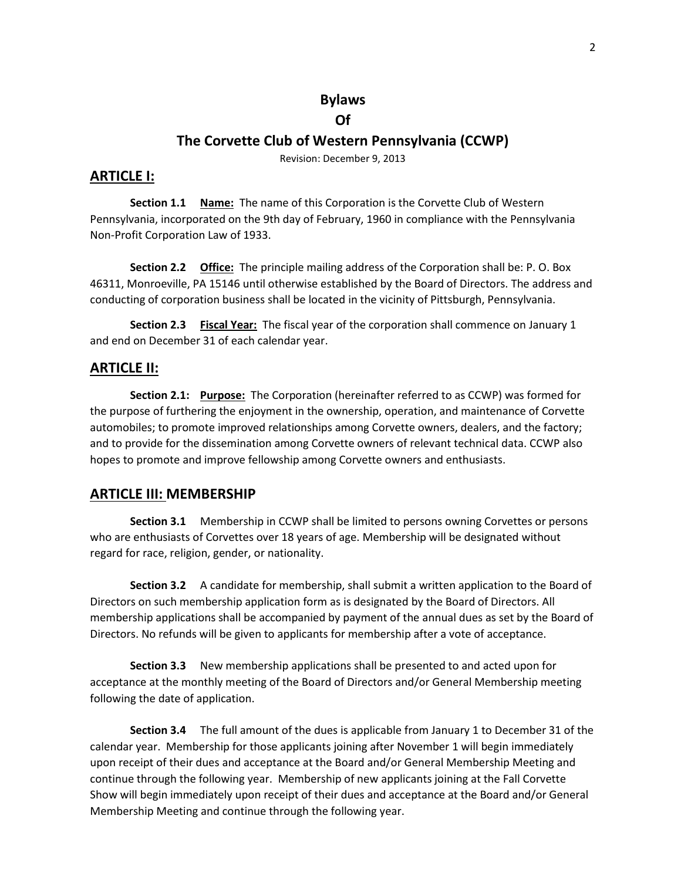# Bylaws
# Of
# The Corvette Club of Western Pennsylvania (CCWP)

Revision: December 9, 2013

## ARTICLE I:

**Section 1.1** **Name:** The name of this Corporation is the Corvette Club of Western Pennsylvania, incorporated on the 9th day of February, 1960 in compliance with the Pennsylvania Non-Profit Corporation Law of 1933.

**Section 2.2** **Office:** The principle mailing address of the Corporation shall be: P. O. Box 46311, Monroeville, PA 15146 until otherwise established by the Board of Directors. The address and conducting of corporation business shall be located in the vicinity of Pittsburgh, Pennsylvania.

**Section 2.3** **Fiscal Year:** The fiscal year of the corporation shall commence on January 1 and end on December 31 of each calendar year.

## ARTICLE II:

**Section 2.1:** **Purpose:** The Corporation (hereinafter referred to as CCWP) was formed for the purpose of furthering the enjoyment in the ownership, operation, and maintenance of Corvette automobiles; to promote improved relationships among Corvette owners, dealers, and the factory; and to provide for the dissemination among Corvette owners of relevant technical data. CCWP also hopes to promote and improve fellowship among Corvette owners and enthusiasts.

## ARTICLE III: MEMBERSHIP

**Section 3.1** Membership in CCWP shall be limited to persons owning Corvettes or persons who are enthusiasts of Corvettes over 18 years of age. Membership will be designated without regard for race, religion, gender, or nationality.

**Section 3.2** A candidate for membership, shall submit a written application to the Board of Directors on such membership application form as is designated by the Board of Directors. All membership applications shall be accompanied by payment of the annual dues as set by the Board of Directors. No refunds will be given to applicants for membership after a vote of acceptance.

**Section 3.3** New membership applications shall be presented to and acted upon for acceptance at the monthly meeting of the Board of Directors and/or General Membership meeting following the date of application.

**Section 3.4** The full amount of the dues is applicable from January 1 to December 31 of the calendar year. Membership for those applicants joining after November 1 will begin immediately upon receipt of their dues and acceptance at the Board and/or General Membership Meeting and continue through the following year. Membership of new applicants joining at the Fall Corvette Show will begin immediately upon receipt of their dues and acceptance at the Board and/or General Membership Meeting and continue through the following year.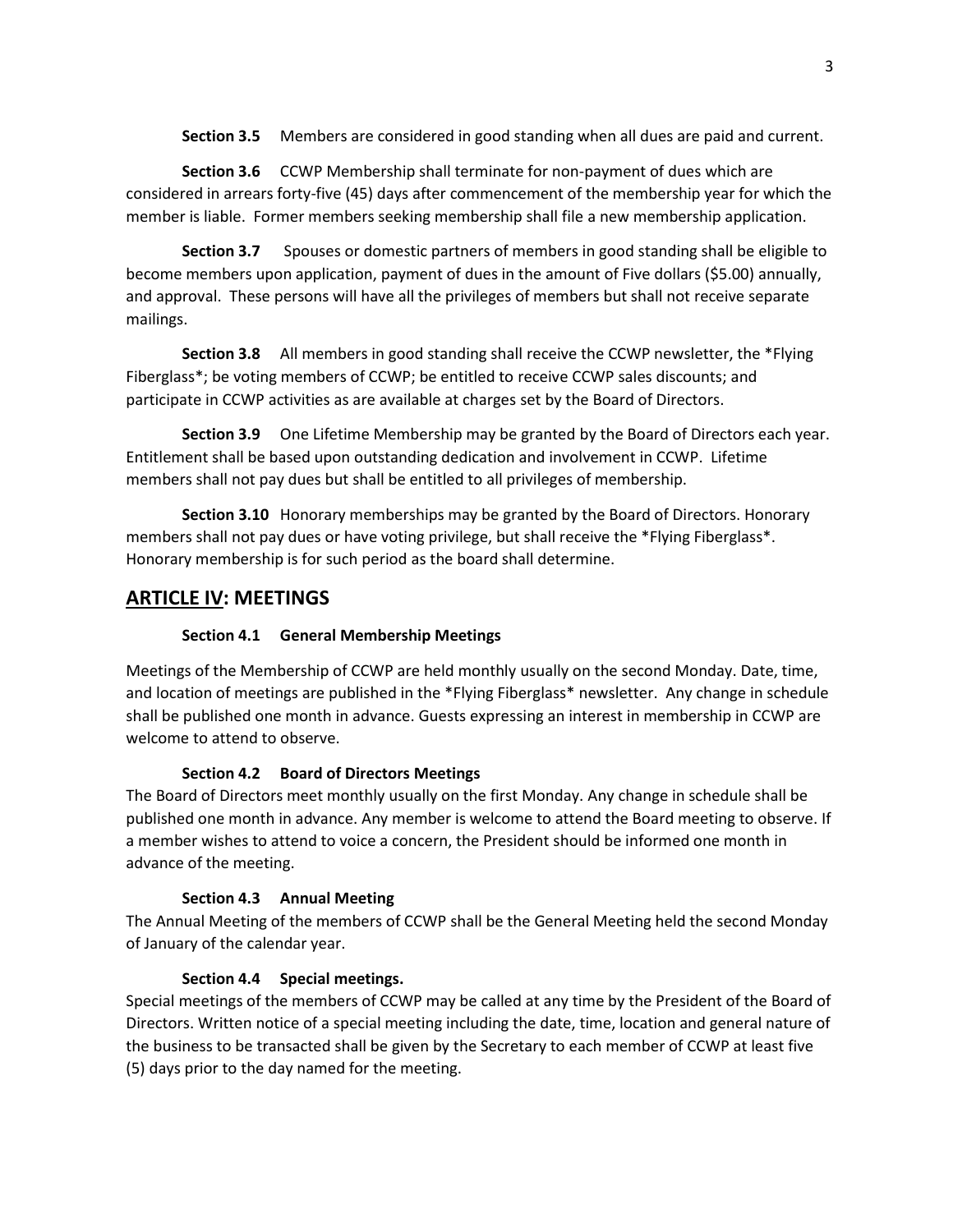**Section 3.5** Members are considered in good standing when all dues are paid and current.

**Section 3.6** CCWP Membership shall terminate for non-payment of dues which are considered in arrears forty-five (45) days after commencement of the membership year for which the member is liable. Former members seeking membership shall file a new membership application.

**Section 3.7** Spouses or domestic partners of members in good standing shall be eligible to become members upon application, payment of dues in the amount of Five dollars ($5.00) annually, and approval. These persons will have all the privileges of members but shall not receive separate mailings.

**Section 3.8** All members in good standing shall receive the CCWP newsletter, the *Flying Fiberglass*; be voting members of CCWP; be entitled to receive CCWP sales discounts; and participate in CCWP activities as are available at charges set by the Board of Directors.

**Section 3.9** One Lifetime Membership may be granted by the Board of Directors each year. Entitlement shall be based upon outstanding dedication and involvement in CCWP. Lifetime members shall not pay dues but shall be entitled to all privileges of membership.

**Section 3.10** Honorary memberships may be granted by the Board of Directors. Honorary members shall not pay dues or have voting privilege, but shall receive the *Flying Fiberglass*. Honorary membership is for such period as the board shall determine.

## <u>ARTICLE IV</u>: MEETINGS

**Section 4.1 General Membership Meetings**

Meetings of the Membership of CCWP are held monthly usually on the second Monday. Date, time, and location of meetings are published in the *Flying Fiberglass* newsletter. Any change in schedule shall be published one month in advance. Guests expressing an interest in membership in CCWP are welcome to attend to observe.

**Section 4.2 Board of Directors Meetings**

The Board of Directors meet monthly usually on the first Monday. Any change in schedule shall be published one month in advance. Any member is welcome to attend the Board meeting to observe. If a member wishes to attend to voice a concern, the President should be informed one month in advance of the meeting.

**Section 4.3 Annual Meeting**

The Annual Meeting of the members of CCWP shall be the General Meeting held the second Monday of January of the calendar year.

**Section 4.4 Special meetings.**

Special meetings of the members of CCWP may be called at any time by the President of the Board of Directors. Written notice of a special meeting including the date, time, location and general nature of the business to be transacted shall be given by the Secretary to each member of CCWP at least five (5) days prior to the day named for the meeting.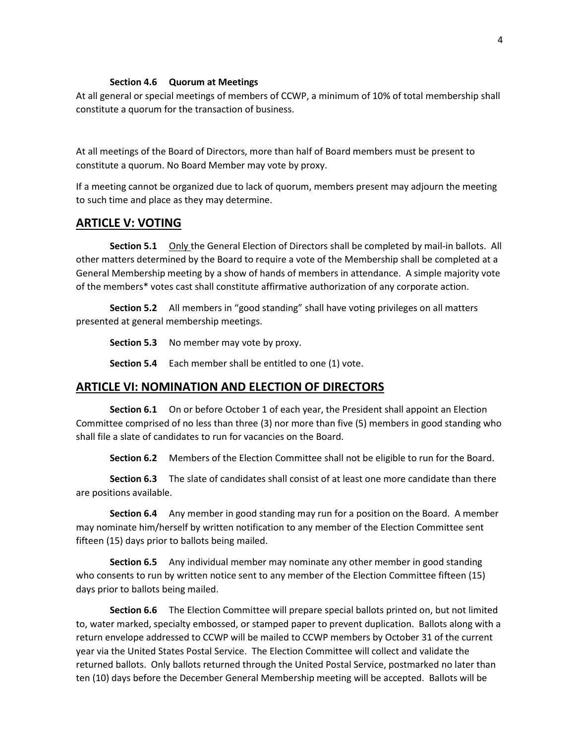**Section 4.6 Quorum at Meetings**

At all general or special meetings of members of CCWP, a minimum of 10% of total membership shall constitute a quorum for the transaction of business.

At all meetings of the Board of Directors, more than half of Board members must be present to constitute a quorum. No Board Member may vote by proxy.

If a meeting cannot be organized due to lack of quorum, members present may adjourn the meeting to such time and place as they may determine.

## ARTICLE V: VOTING

**Section 5.1** Only the General Election of Directors shall be completed by mail-in ballots. All other matters determined by the Board to require a vote of the Membership shall be completed at a General Membership meeting by a show of hands of members in attendance. A simple majority vote of the members* votes cast shall constitute affirmative authorization of any corporate action.

**Section 5.2** All members in "good standing" shall have voting privileges on all matters presented at general membership meetings.

**Section 5.3** No member may vote by proxy.

**Section 5.4** Each member shall be entitled to one (1) vote.

## ARTICLE VI: NOMINATION AND ELECTION OF DIRECTORS

**Section 6.1** On or before October 1 of each year, the President shall appoint an Election Committee comprised of no less than three (3) nor more than five (5) members in good standing who shall file a slate of candidates to run for vacancies on the Board.

**Section 6.2** Members of the Election Committee shall not be eligible to run for the Board.

**Section 6.3** The slate of candidates shall consist of at least one more candidate than there are positions available.

**Section 6.4** Any member in good standing may run for a position on the Board. A member may nominate him/herself by written notification to any member of the Election Committee sent fifteen (15) days prior to ballots being mailed.

**Section 6.5** Any individual member may nominate any other member in good standing who consents to run by written notice sent to any member of the Election Committee fifteen (15) days prior to ballots being mailed.

**Section 6.6** The Election Committee will prepare special ballots printed on, but not limited to, water marked, specialty embossed, or stamped paper to prevent duplication. Ballots along with a return envelope addressed to CCWP will be mailed to CCWP members by October 31 of the current year via the United States Postal Service. The Election Committee will collect and validate the returned ballots. Only ballots returned through the United Postal Service, postmarked no later than ten (10) days before the December General Membership meeting will be accepted. Ballots will be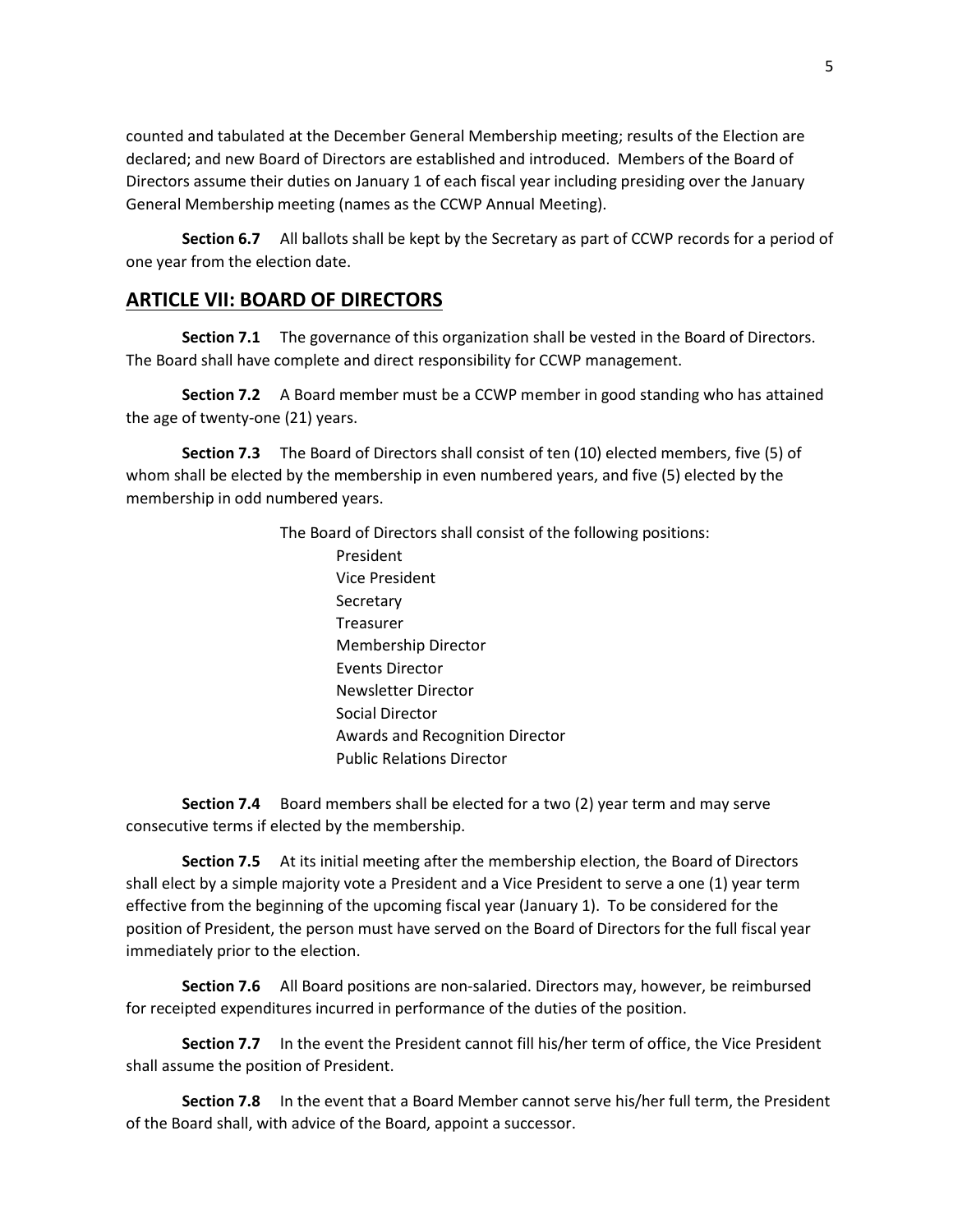counted and tabulated at the December General Membership meeting; results of the Election are declared; and new Board of Directors are established and introduced. Members of the Board of Directors assume their duties on January 1 of each fiscal year including presiding over the January General Membership meeting (names as the CCWP Annual Meeting).

**Section 6.7** All ballots shall be kept by the Secretary as part of CCWP records for a period of one year from the election date.

## ARTICLE VII: BOARD OF DIRECTORS

**Section 7.1** The governance of this organization shall be vested in the Board of Directors. The Board shall have complete and direct responsibility for CCWP management.

**Section 7.2** A Board member must be a CCWP member in good standing who has attained the age of twenty-one (21) years.

**Section 7.3** The Board of Directors shall consist of ten (10) elected members, five (5) of whom shall be elected by the membership in even numbered years, and five (5) elected by the membership in odd numbered years.

The Board of Directors shall consist of the following positions:

- President
- Vice President
- Secretary
- Treasurer
- Membership Director
- Events Director
- Newsletter Director
- Social Director
- Awards and Recognition Director
- Public Relations Director

**Section 7.4** Board members shall be elected for a two (2) year term and may serve consecutive terms if elected by the membership.

**Section 7.5** At its initial meeting after the membership election, the Board of Directors shall elect by a simple majority vote a President and a Vice President to serve a one (1) year term effective from the beginning of the upcoming fiscal year (January 1). To be considered for the position of President, the person must have served on the Board of Directors for the full fiscal year immediately prior to the election.

**Section 7.6** All Board positions are non-salaried. Directors may, however, be reimbursed for receipted expenditures incurred in performance of the duties of the position.

**Section 7.7** In the event the President cannot fill his/her term of office, the Vice President shall assume the position of President.

**Section 7.8** In the event that a Board Member cannot serve his/her full term, the President of the Board shall, with advice of the Board, appoint a successor.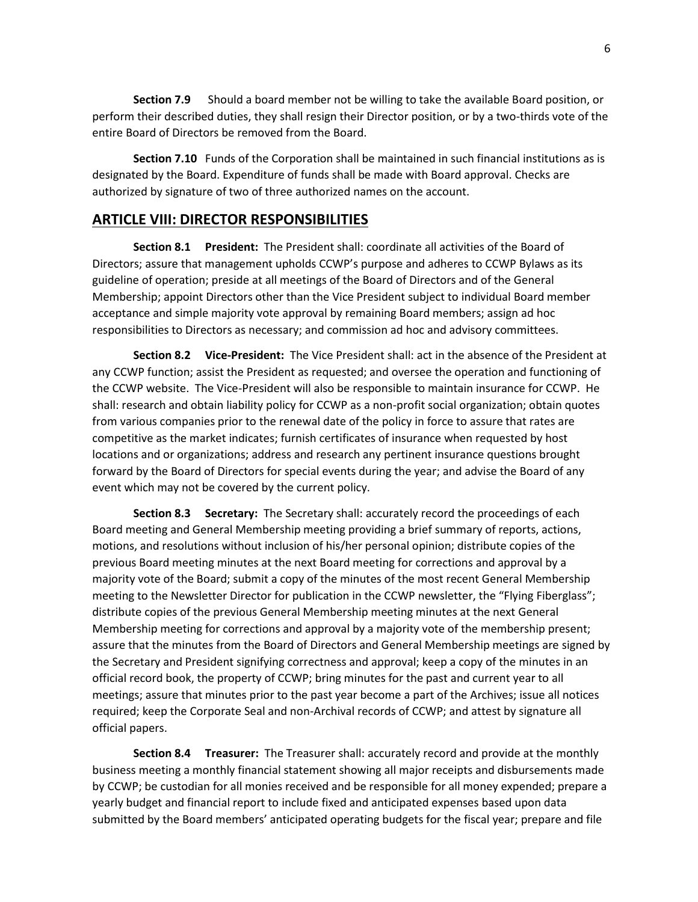**Section 7.9** Should a board member not be willing to take the available Board position, or perform their described duties, they shall resign their Director position, or by a two-thirds vote of the entire Board of Directors be removed from the Board.

**Section 7.10** Funds of the Corporation shall be maintained in such financial institutions as is designated by the Board. Expenditure of funds shall be made with Board approval. Checks are authorized by signature of two of three authorized names on the account.

## ARTICLE VIII: DIRECTOR RESPONSIBILITIES

**Section 8.1 President:** The President shall: coordinate all activities of the Board of Directors; assure that management upholds CCWP's purpose and adheres to CCWP Bylaws as its guideline of operation; preside at all meetings of the Board of Directors and of the General Membership; appoint Directors other than the Vice President subject to individual Board member acceptance and simple majority vote approval by remaining Board members; assign ad hoc responsibilities to Directors as necessary; and commission ad hoc and advisory committees.

**Section 8.2 Vice-President:** The Vice President shall: act in the absence of the President at any CCWP function; assist the President as requested; and oversee the operation and functioning of the CCWP website. The Vice-President will also be responsible to maintain insurance for CCWP. He shall: research and obtain liability policy for CCWP as a non-profit social organization; obtain quotes from various companies prior to the renewal date of the policy in force to assure that rates are competitive as the market indicates; furnish certificates of insurance when requested by host locations and or organizations; address and research any pertinent insurance questions brought forward by the Board of Directors for special events during the year; and advise the Board of any event which may not be covered by the current policy.

**Section 8.3 Secretary:** The Secretary shall: accurately record the proceedings of each Board meeting and General Membership meeting providing a brief summary of reports, actions, motions, and resolutions without inclusion of his/her personal opinion; distribute copies of the previous Board meeting minutes at the next Board meeting for corrections and approval by a majority vote of the Board; submit a copy of the minutes of the most recent General Membership meeting to the Newsletter Director for publication in the CCWP newsletter, the "Flying Fiberglass"; distribute copies of the previous General Membership meeting minutes at the next General Membership meeting for corrections and approval by a majority vote of the membership present; assure that the minutes from the Board of Directors and General Membership meetings are signed by the Secretary and President signifying correctness and approval; keep a copy of the minutes in an official record book, the property of CCWP; bring minutes for the past and current year to all meetings; assure that minutes prior to the past year become a part of the Archives; issue all notices required; keep the Corporate Seal and non-Archival records of CCWP; and attest by signature all official papers.

**Section 8.4 Treasurer:** The Treasurer shall: accurately record and provide at the monthly business meeting a monthly financial statement showing all major receipts and disbursements made by CCWP; be custodian for all monies received and be responsible for all money expended; prepare a yearly budget and financial report to include fixed and anticipated expenses based upon data submitted by the Board members' anticipated operating budgets for the fiscal year; prepare and file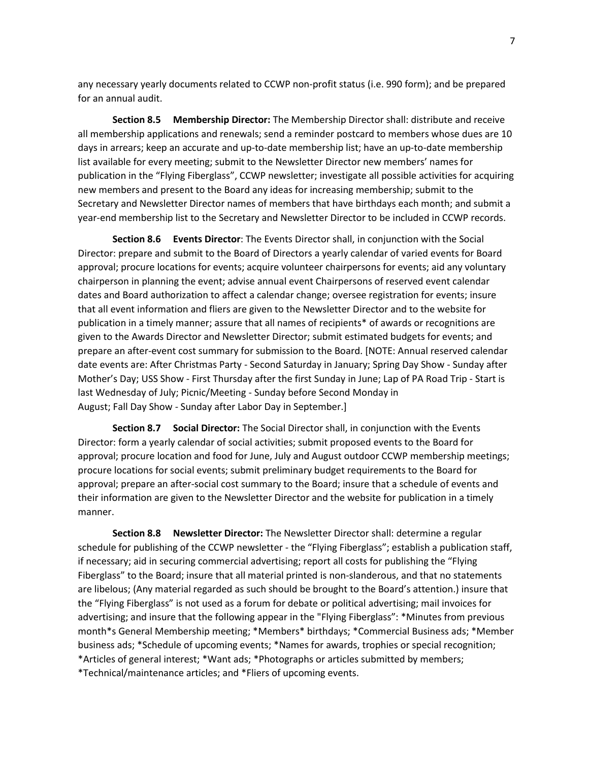any necessary yearly documents related to CCWP non-profit status (i.e. 990 form); and be prepared for an annual audit.

**Section 8.5 Membership Director:** The Membership Director shall: distribute and receive all membership applications and renewals; send a reminder postcard to members whose dues are 10 days in arrears; keep an accurate and up-to-date membership list; have an up-to-date membership list available for every meeting; submit to the Newsletter Director new members' names for publication in the "Flying Fiberglass", CCWP newsletter; investigate all possible activities for acquiring new members and present to the Board any ideas for increasing membership; submit to the Secretary and Newsletter Director names of members that have birthdays each month; and submit a year-end membership list to the Secretary and Newsletter Director to be included in CCWP records.

**Section 8.6 Events Director**: The Events Director shall, in conjunction with the Social Director: prepare and submit to the Board of Directors a yearly calendar of varied events for Board approval; procure locations for events; acquire volunteer chairpersons for events; aid any voluntary chairperson in planning the event; advise annual event Chairpersons of reserved event calendar dates and Board authorization to affect a calendar change; oversee registration for events; insure that all event information and fliers are given to the Newsletter Director and to the website for publication in a timely manner; assure that all names of recipients* of awards or recognitions are given to the Awards Director and Newsletter Director; submit estimated budgets for events; and prepare an after-event cost summary for submission to the Board. [NOTE: Annual reserved calendar date events are: After Christmas Party - Second Saturday in January; Spring Day Show - Sunday after Mother's Day; USS Show - First Thursday after the first Sunday in June; Lap of PA Road Trip - Start is last Wednesday of July; Picnic/Meeting - Sunday before Second Monday in August; Fall Day Show - Sunday after Labor Day in September.]

**Section 8.7 Social Director:** The Social Director shall, in conjunction with the Events Director: form a yearly calendar of social activities; submit proposed events to the Board for approval; procure location and food for June, July and August outdoor CCWP membership meetings; procure locations for social events; submit preliminary budget requirements to the Board for approval; prepare an after-social cost summary to the Board; insure that a schedule of events and their information are given to the Newsletter Director and the website for publication in a timely manner.

**Section 8.8 Newsletter Director:** The Newsletter Director shall: determine a regular schedule for publishing of the CCWP newsletter - the "Flying Fiberglass"; establish a publication staff, if necessary; aid in securing commercial advertising; report all costs for publishing the "Flying Fiberglass" to the Board; insure that all material printed is non-slanderous, and that no statements are libelous; (Any material regarded as such should be brought to the Board's attention.) insure that the "Flying Fiberglass" is not used as a forum for debate or political advertising; mail invoices for advertising; and insure that the following appear in the "Flying Fiberglass": *Minutes from previous month*s General Membership meeting; *Members* birthdays; *Commercial Business ads; *Member business ads; *Schedule of upcoming events; *Names for awards, trophies or special recognition; *Articles of general interest; *Want ads; *Photographs or articles submitted by members; *Technical/maintenance articles; and *Fliers of upcoming events.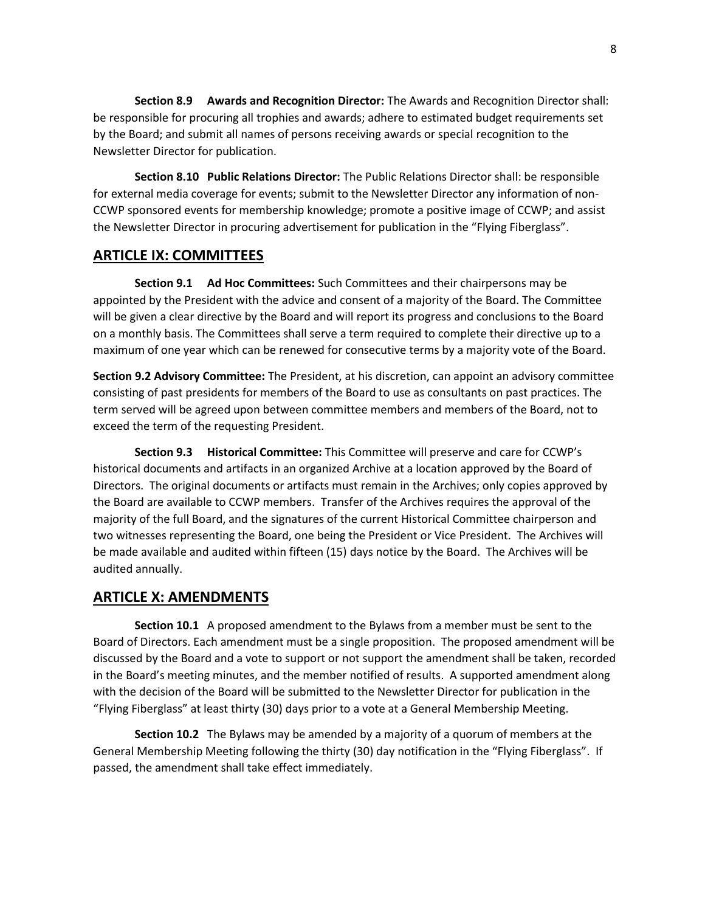**Section 8.9 Awards and Recognition Director:** The Awards and Recognition Director shall: be responsible for procuring all trophies and awards; adhere to estimated budget requirements set by the Board; and submit all names of persons receiving awards or special recognition to the Newsletter Director for publication.

**Section 8.10 Public Relations Director:** The Public Relations Director shall: be responsible for external media coverage for events; submit to the Newsletter Director any information of non-CCWP sponsored events for membership knowledge; promote a positive image of CCWP; and assist the Newsletter Director in procuring advertisement for publication in the "Flying Fiberglass".

## ARTICLE IX: COMMITTEES

**Section 9.1 Ad Hoc Committees:** Such Committees and their chairpersons may be appointed by the President with the advice and consent of a majority of the Board. The Committee will be given a clear directive by the Board and will report its progress and conclusions to the Board on a monthly basis. The Committees shall serve a term required to complete their directive up to a maximum of one year which can be renewed for consecutive terms by a majority vote of the Board.

**Section 9.2 Advisory Committee:** The President, at his discretion, can appoint an advisory committee consisting of past presidents for members of the Board to use as consultants on past practices. The term served will be agreed upon between committee members and members of the Board, not to exceed the term of the requesting President.

**Section 9.3 Historical Committee:** This Committee will preserve and care for CCWP's historical documents and artifacts in an organized Archive at a location approved by the Board of Directors. The original documents or artifacts must remain in the Archives; only copies approved by the Board are available to CCWP members. Transfer of the Archives requires the approval of the majority of the full Board, and the signatures of the current Historical Committee chairperson and two witnesses representing the Board, one being the President or Vice President. The Archives will be made available and audited within fifteen (15) days notice by the Board. The Archives will be audited annually.

## ARTICLE X: AMENDMENTS

**Section 10.1** A proposed amendment to the Bylaws from a member must be sent to the Board of Directors. Each amendment must be a single proposition. The proposed amendment will be discussed by the Board and a vote to support or not support the amendment shall be taken, recorded in the Board's meeting minutes, and the member notified of results. A supported amendment along with the decision of the Board will be submitted to the Newsletter Director for publication in the "Flying Fiberglass" at least thirty (30) days prior to a vote at a General Membership Meeting.

**Section 10.2** The Bylaws may be amended by a majority of a quorum of members at the General Membership Meeting following the thirty (30) day notification in the "Flying Fiberglass". If passed, the amendment shall take effect immediately.